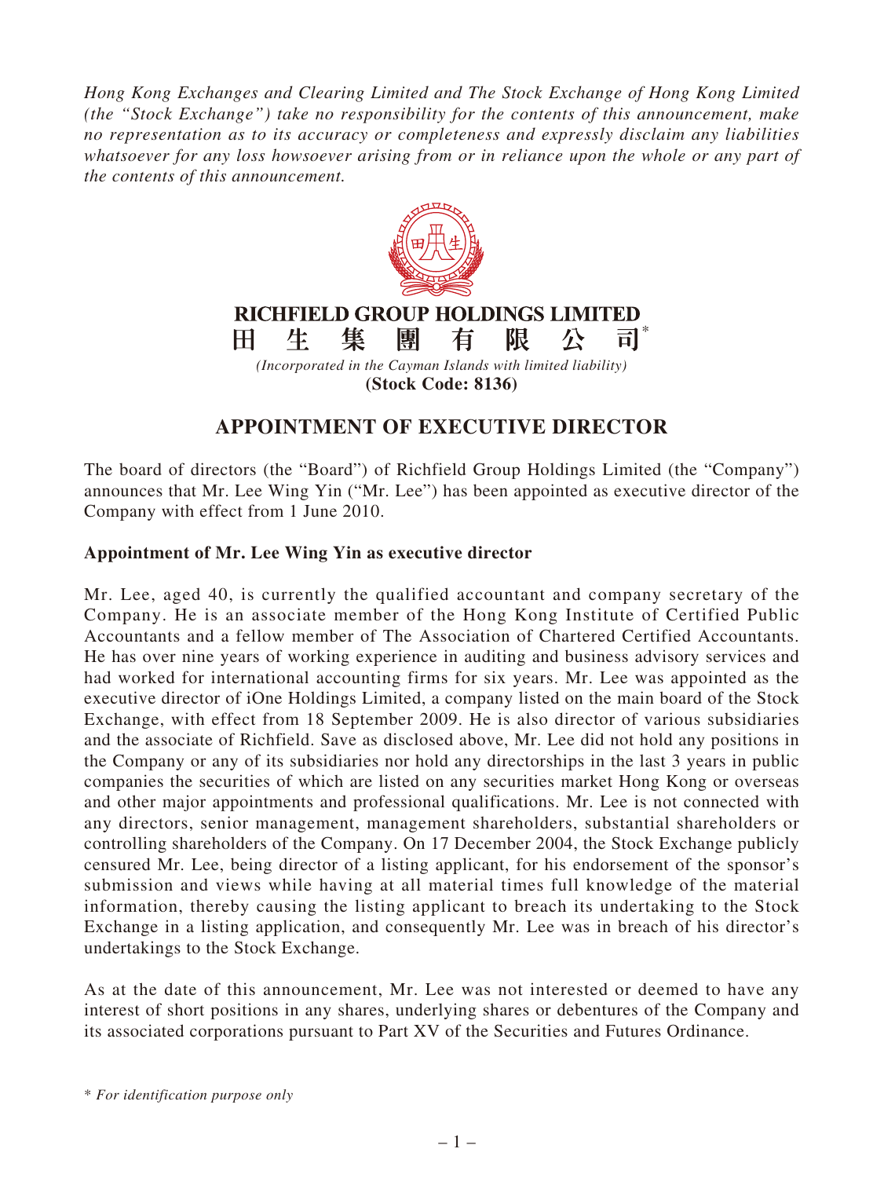*Hong Kong Exchanges and Clearing Limited and The Stock Exchange of Hong Kong Limited (the "Stock Exchange") take no responsibility for the contents of this announcement, make no representation as to its accuracy or completeness and expressly disclaim any liabilities whatsoever for any loss howsoever arising from or in reliance upon the whole or any part of the contents of this announcement.*

**RICHFIELD GROUP HOLDINGS LIMITED**

**田生集團有限公司***

*(Incorporated in the Cayman Islands with limited liability)*

**(Stock Code: 8136)**

# APPOINTMENT OF EXECUTIVE DIRECTOR

The board of directors (the "Board") of Richfield Group Holdings Limited (the "Company") announces that Mr. Lee Wing Yin ("Mr. Lee") has been appointed as executive director of the Company with effect from 1 June 2010.

**Appointment of Mr. Lee Wing Yin as executive director**

Mr. Lee, aged 40, is currently the qualified accountant and company secretary of the Company. He is an associate member of the Hong Kong Institute of Certified Public Accountants and a fellow member of The Association of Chartered Certified Accountants. He has over nine years of working experience in auditing and business advisory services and had worked for international accounting firms for six years. Mr. Lee was appointed as the executive director of iOne Holdings Limited, a company listed on the main board of the Stock Exchange, with effect from 18 September 2009. He is also director of various subsidiaries and the associate of Richfield. Save as disclosed above, Mr. Lee did not hold any positions in the Company or any of its subsidiaries nor hold any directorships in the last 3 years in public companies the securities of which are listed on any securities market Hong Kong or overseas and other major appointments and professional qualifications. Mr. Lee is not connected with any directors, senior management, management shareholders, substantial shareholders or controlling shareholders of the Company. On 17 December 2004, the Stock Exchange publicly censured Mr. Lee, being director of a listing applicant, for his endorsement of the sponsor's submission and views while having at all material times full knowledge of the material information, thereby causing the listing applicant to breach its undertaking to the Stock Exchange in a listing application, and consequently Mr. Lee was in breach of his director's undertakings to the Stock Exchange.

As at the date of this announcement, Mr. Lee was not interested or deemed to have any interest of short positions in any shares, underlying shares or debentures of the Company and its associated corporations pursuant to Part XV of the Securities and Futures Ordinance.

\* *For identification purpose only*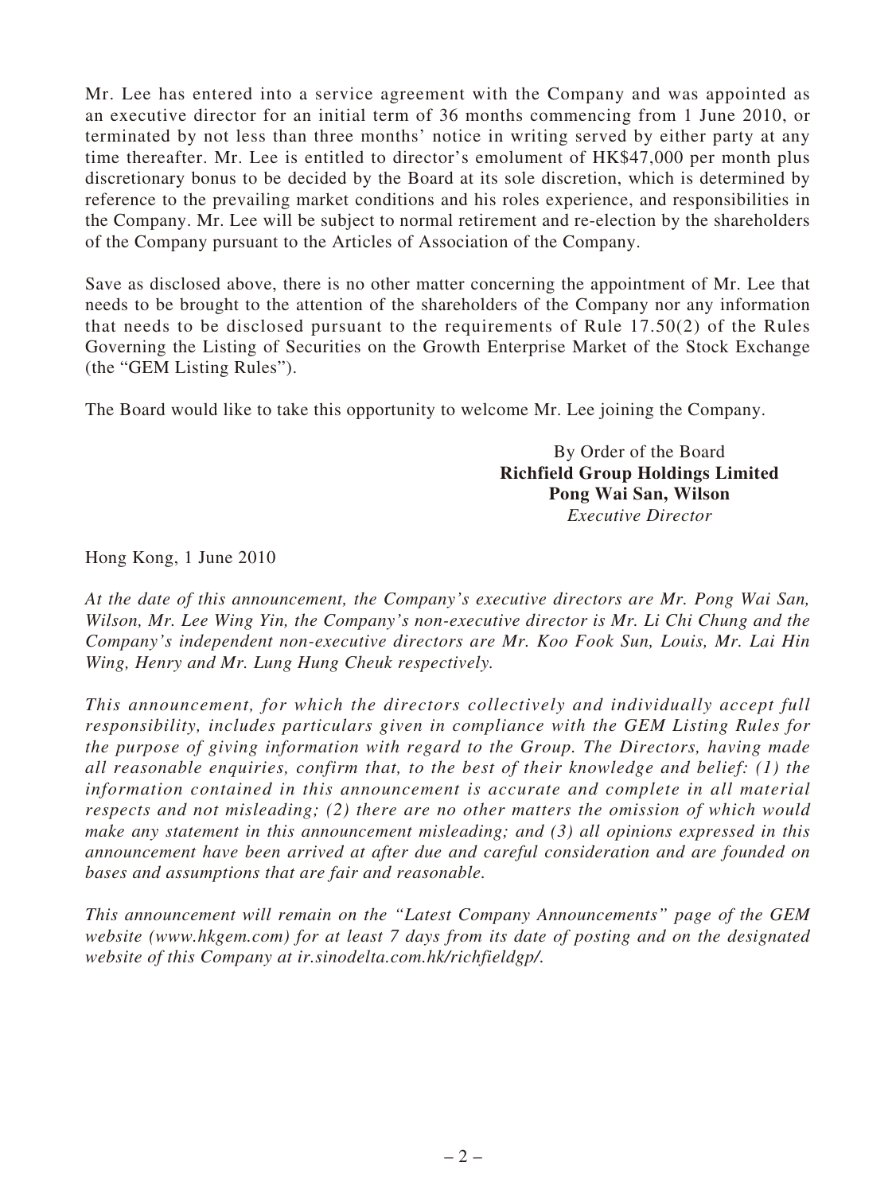Mr. Lee has entered into a service agreement with the Company and was appointed as an executive director for an initial term of 36 months commencing from 1 June 2010, or terminated by not less than three months' notice in writing served by either party at any time thereafter. Mr. Lee is entitled to director's emolument of HK$47,000 per month plus discretionary bonus to be decided by the Board at its sole discretion, which is determined by reference to the prevailing market conditions and his roles experience, and responsibilities in the Company. Mr. Lee will be subject to normal retirement and re-election by the shareholders of the Company pursuant to the Articles of Association of the Company.

Save as disclosed above, there is no other matter concerning the appointment of Mr. Lee that needs to be brought to the attention of the shareholders of the Company nor any information that needs to be disclosed pursuant to the requirements of Rule 17.50(2) of the Rules Governing the Listing of Securities on the Growth Enterprise Market of the Stock Exchange (the "GEM Listing Rules").

The Board would like to take this opportunity to welcome Mr. Lee joining the Company.

By Order of the Board
**Richfield Group Holdings Limited**
**Pong Wai San, Wilson**
*Executive Director*

Hong Kong, 1 June 2010

*At the date of this announcement, the Company's executive directors are Mr. Pong Wai San, Wilson, Mr. Lee Wing Yin, the Company's non-executive director is Mr. Li Chi Chung and the Company's independent non-executive directors are Mr. Koo Fook Sun, Louis, Mr. Lai Hin Wing, Henry and Mr. Lung Hung Cheuk respectively.*

*This announcement, for which the directors collectively and individually accept full responsibility, includes particulars given in compliance with the GEM Listing Rules for the purpose of giving information with regard to the Group. The Directors, having made all reasonable enquiries, confirm that, to the best of their knowledge and belief: (1) the information contained in this announcement is accurate and complete in all material respects and not misleading; (2) there are no other matters the omission of which would make any statement in this announcement misleading; and (3) all opinions expressed in this announcement have been arrived at after due and careful consideration and are founded on bases and assumptions that are fair and reasonable.*

*This announcement will remain on the "Latest Company Announcements" page of the GEM website (www.hkgem.com) for at least 7 days from its date of posting and on the designated website of this Company at ir.sinodelta.com.hk/richfieldgp/.*